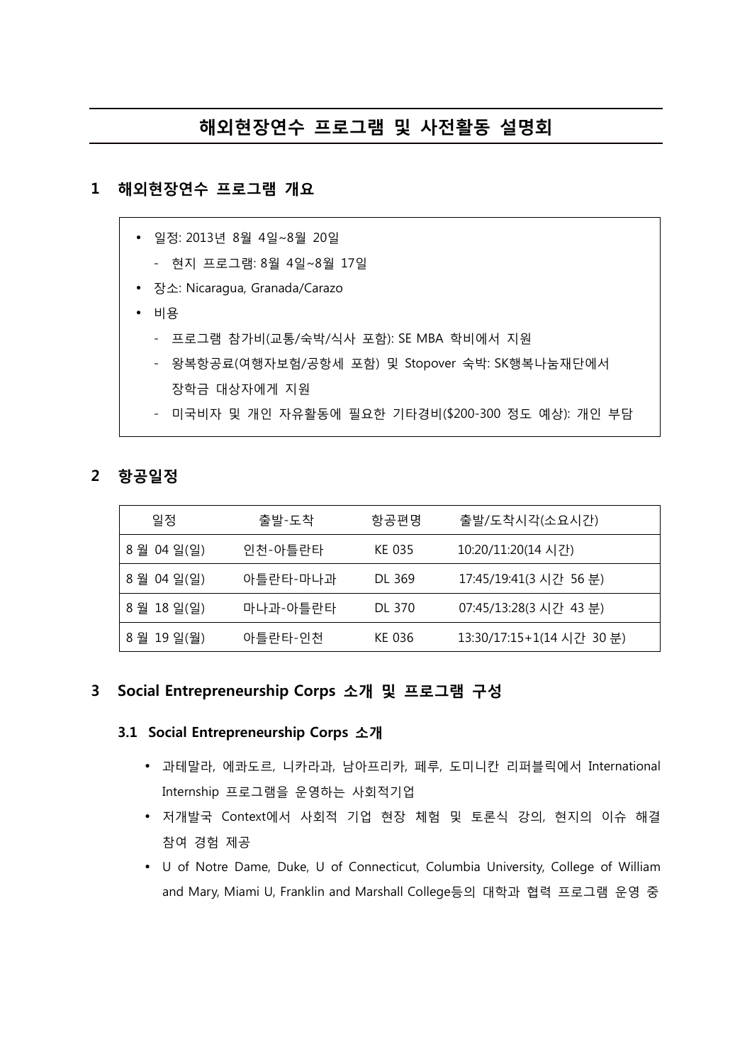# 해외현장연수 프로그램 및 사전활동 설명회

## 1 해외현장연수 프로그램 개요

- 일정: 2013년 8월 4일~8월 20일
  - 현지 프로그램: 8월 4일~8월 17일
- 장소: Nicaragua, Granada/Carazo
- 비용
  - 프로그램 참가비(교통/숙박/식사 포함): SE MBA 학비에서 지원
  - 왕복항공료(여행자보험/공항세 포함) 및 Stopover 숙박: SK행복나눔재단에서 장학금 대상자에게 지원
  - 미국비자 및 개인 자유활동에 필요한 기타경비($200-300 정도 예상): 개인 부담

## 2 항공일정

| 일정 | 출발-도착 | 항공편명 | 출발/도착시각(소요시간) |
|---|---|---|---|
| 8 월 04 일(일) | 인천-아틀란타 | KE 035 | 10:20/11:20(14 시간) |
| 8 월 04 일(일) | 아틀란타-마나과 | DL 369 | 17:45/19:41(3 시간 56 분) |
| 8 월 18 일(일) | 마나과-아틀란타 | DL 370 | 07:45/13:28(3 시간 43 분) |
| 8 월 19 일(월) | 아틀란타-인천 | KE 036 | 13:30/17:15+1(14 시간 30 분) |

## 3 Social Entrepreneurship Corps 소개 및 프로그램 구성

### 3.1 Social Entrepreneurship Corps 소개

- 과테말라, 에콰도르, 니카라과, 남아프리카, 페루, 도미니칸 리퍼블릭에서 International Internship 프로그램을 운영하는 사회적기업
- 저개발국 Context에서 사회적 기업 현장 체험 및 토론식 강의, 현지의 이슈 해결 참여 경험 제공
- U of Notre Dame, Duke, U of Connecticut, Columbia University, College of William and Mary, Miami U, Franklin and Marshall College등의 대학과 협력 프로그램 운영 중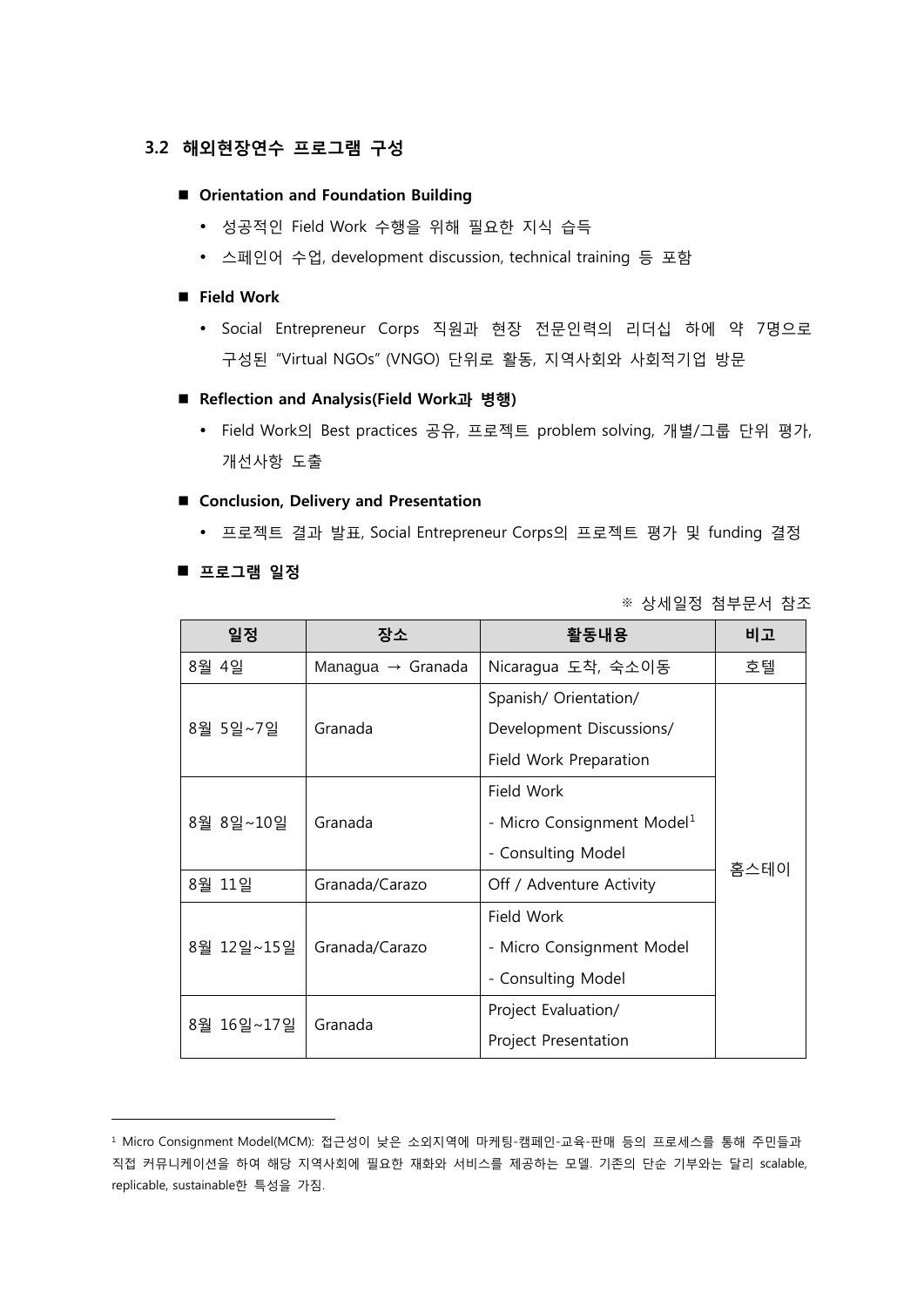### 3.2 해외현장연수 프로그램 구성

- **Orientation and Foundation Building**
  - 성공적인 Field Work 수행을 위해 필요한 지식 습득
  - 스페인어 수업, development discussion, technical training 등 포함
- **Field Work**
  - Social Entrepreneur Corps 직원과 현장 전문인력의 리더십 하에 약 7명으로 구성된 "Virtual NGOs" (VNGO) 단위로 활동, 지역사회와 사회적기업 방문
- **Reflection and Analysis(Field Work과 병행)**
  - Field Work의 Best practices 공유, 프로젝트 problem solving, 개별/그룹 단위 평가, 개선사항 도출
- **Conclusion, Delivery and Presentation**
  - 프로젝트 결과 발표, Social Entrepreneur Corps의 프로젝트 평가 및 funding 결정
- **프로그램 일정**

※ 상세일정 첨부문서 참조

| 일정 | 장소 | 활동내용 | 비고 |
|---|---|---|---|
| 8월 4일 | Managua → Granada | Nicaragua 도착, 숙소이동 | 호텔 |
| 8월 5일~7일 | Granada | Spanish/ Orientation/ Development Discussions/ Field Work Preparation | 홈스테이 |
| 8월 8일~10일 | Granada | Field Work<br>- Micro Consignment Model[1]<br>- Consulting Model | |
| 8월 11일 | Granada/Carazo | Off / Adventure Activity | |
| 8월 12일~15일 | Granada/Carazo | Field Work<br>- Micro Consignment Model<br>- Consulting Model | |
| 8월 16일~17일 | Granada | Project Evaluation/ Project Presentation | |

---

[1] Micro Consignment Model(MCM): 접근성이 낮은 소외지역에 마케팅-캠페인-교육-판매 등의 프로세스를 통해 주민들과 직접 커뮤니케이션을 하여 해당 지역사회에 필요한 재화와 서비스를 제공하는 모델. 기존의 단순 기부와는 달리 scalable, replicable, sustainable한 특성을 가짐.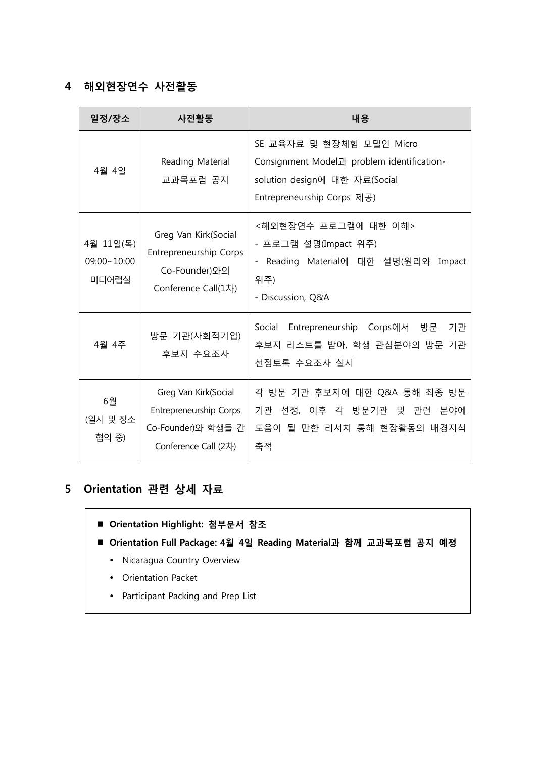## 4 해외현장연수 사전활동

| 일정/장소 | 사전활동 | 내용 |
| --- | --- | --- |
| 4월 4일 | Reading Material 교과목포럼 공지 | SE 교육자료 및 현장체험 모델인 Micro Consignment Model과 problem identification-solution design에 대한 자료(Social Entrepreneurship Corps 제공) |
| 4월 11일(목) 09:00~10:00 미디어랩실 | Greg Van Kirk(Social Entrepreneurship Corps Co-Founder)와의 Conference Call(1차) | <해외현장연수 프로그램에 대한 이해><br>- 프로그램 설명(Impact 위주)<br>- Reading Material에 대한 설명(원리와 Impact 위주)<br>- Discussion, Q&A |
| 4월 4주 | 방문 기관(사회적기업) 후보지 수요조사 | Social Entrepreneurship Corps에서 방문 기관 후보지 리스트를 받아, 학생 관심분야의 방문 기관 선정토록 수요조사 실시 |
| 6월 (일시 및 장소 협의 중) | Greg Van Kirk(Social Entrepreneurship Corps Co-Founder)와 학생들 간 Conference Call (2차) | 각 방문 기관 후보지에 대한 Q&A 통해 최종 방문 기관 선정, 이후 각 방문기관 및 관련 분야에 도움이 될 만한 리서치 통해 현장활동의 배경지식 축적 |

## 5 Orientation 관련 상세 자료

- **Orientation Highlight: 첨부문서 참조**
- **Orientation Full Package: 4월 4일 Reading Material과 함께 교과목포럼 공지 예정**
  - Nicaragua Country Overview
  - Orientation Packet
  - Participant Packing and Prep List